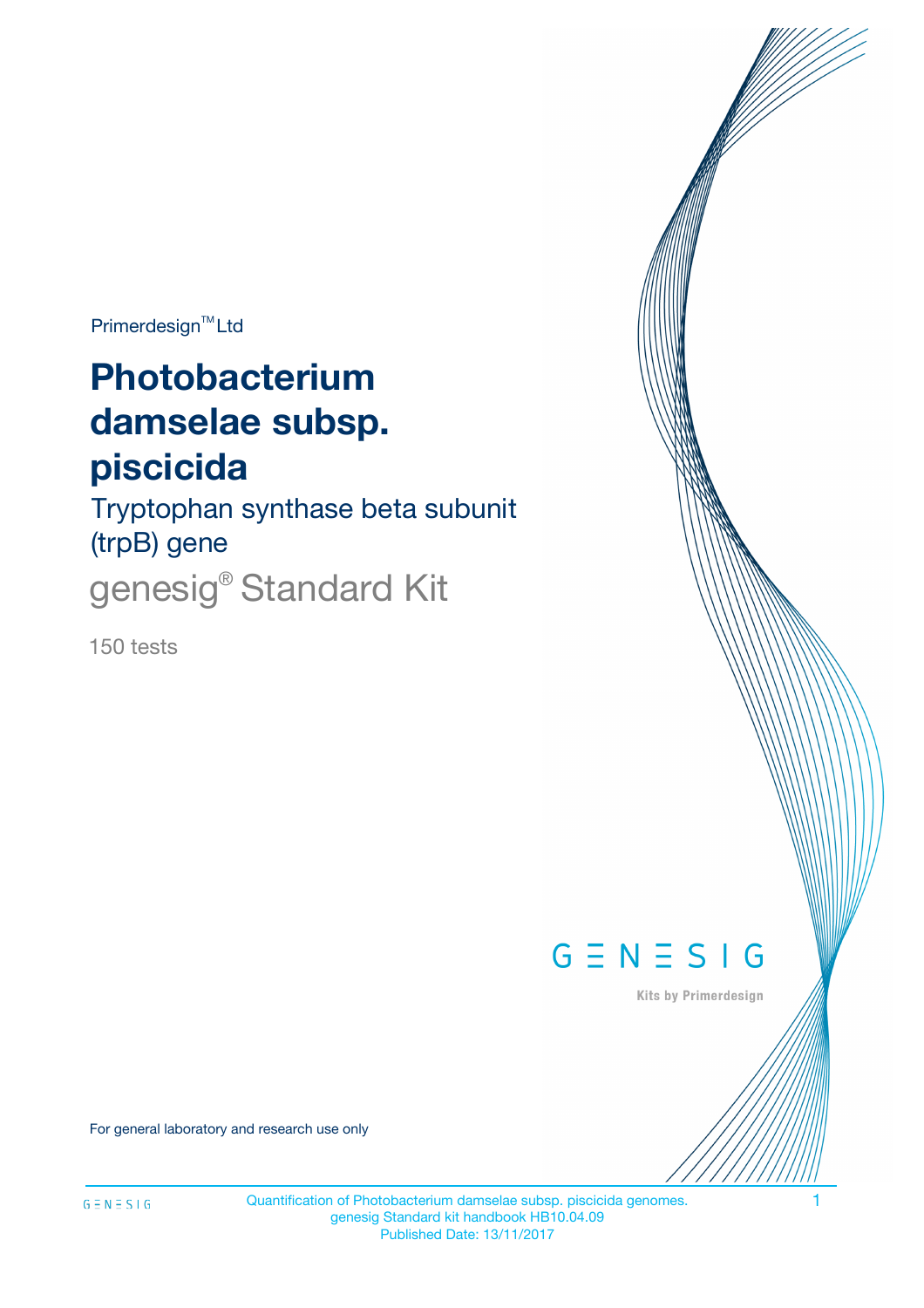Primerdesign™ Ltd

# Photobacterium damselae subsp. piscicida

## Tryptophan synthase beta subunit (trpB) gene

## genesig® Standard Kit

150 tests

GENESIG

Kits by Primerdesign

For general laboratory and research use only

Quantification of Photobacterium damselae subsp. piscicida genomes.
genesig Standard kit handbook HB10.04.09
Published Date: 13/11/2017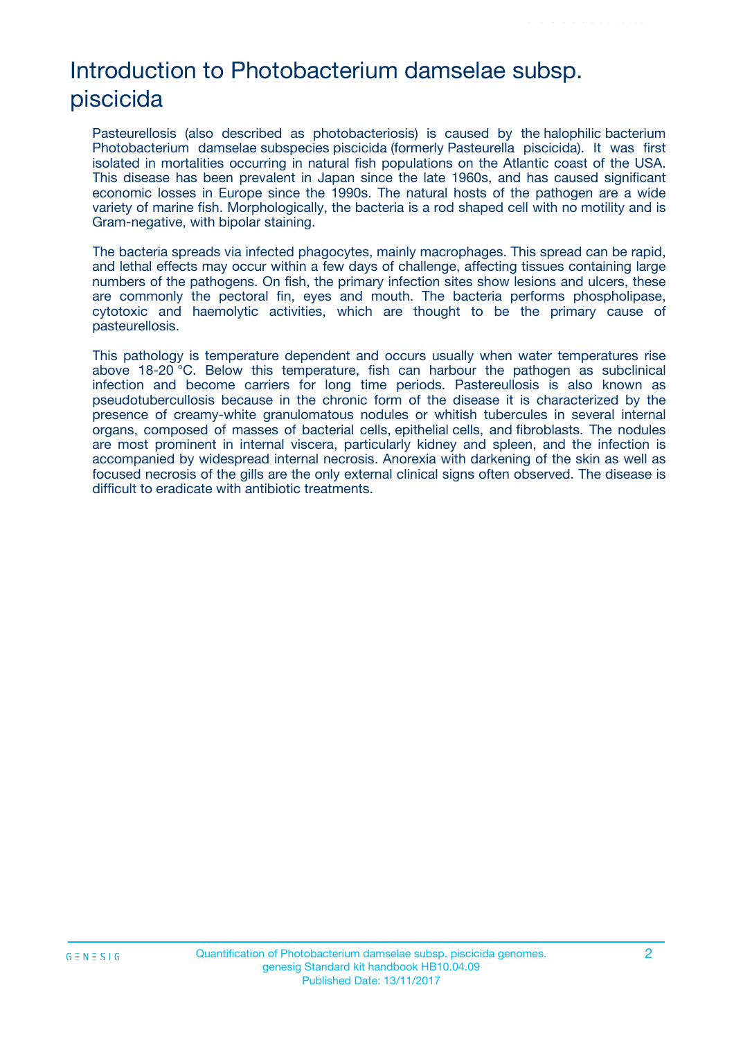# Introduction to Photobacterium damselae subsp. piscicida

Pasteurellosis (also described as photobacteriosis) is caused by the halophilic bacterium Photobacterium damselae subspecies piscicida (formerly Pasteurella piscicida). It was first isolated in mortalities occurring in natural fish populations on the Atlantic coast of the USA. This disease has been prevalent in Japan since the late 1960s, and has caused significant economic losses in Europe since the 1990s. The natural hosts of the pathogen are a wide variety of marine fish. Morphologically, the bacteria is a rod shaped cell with no motility and is Gram-negative, with bipolar staining.

The bacteria spreads via infected phagocytes, mainly macrophages. This spread can be rapid, and lethal effects may occur within a few days of challenge, affecting tissues containing large numbers of the pathogens. On fish, the primary infection sites show lesions and ulcers, these are commonly the pectoral fin, eyes and mouth. The bacteria performs phospholipase, cytotoxic and haemolytic activities, which are thought to be the primary cause of pasteurellosis.

This pathology is temperature dependent and occurs usually when water temperatures rise above 18-20 °C. Below this temperature, fish can harbour the pathogen as subclinical infection and become carriers for long time periods. Pastereullosis is also known as pseudotubercullosis because in the chronic form of the disease it is characterized by the presence of creamy-white granulomatous nodules or whitish tubercules in several internal organs, composed of masses of bacterial cells, epithelial cells, and fibroblasts. The nodules are most prominent in internal viscera, particularly kidney and spleen, and the infection is accompanied by widespread internal necrosis. Anorexia with darkening of the skin as well as focused necrosis of the gills are the only external clinical signs often observed. The disease is difficult to eradicate with antibiotic treatments.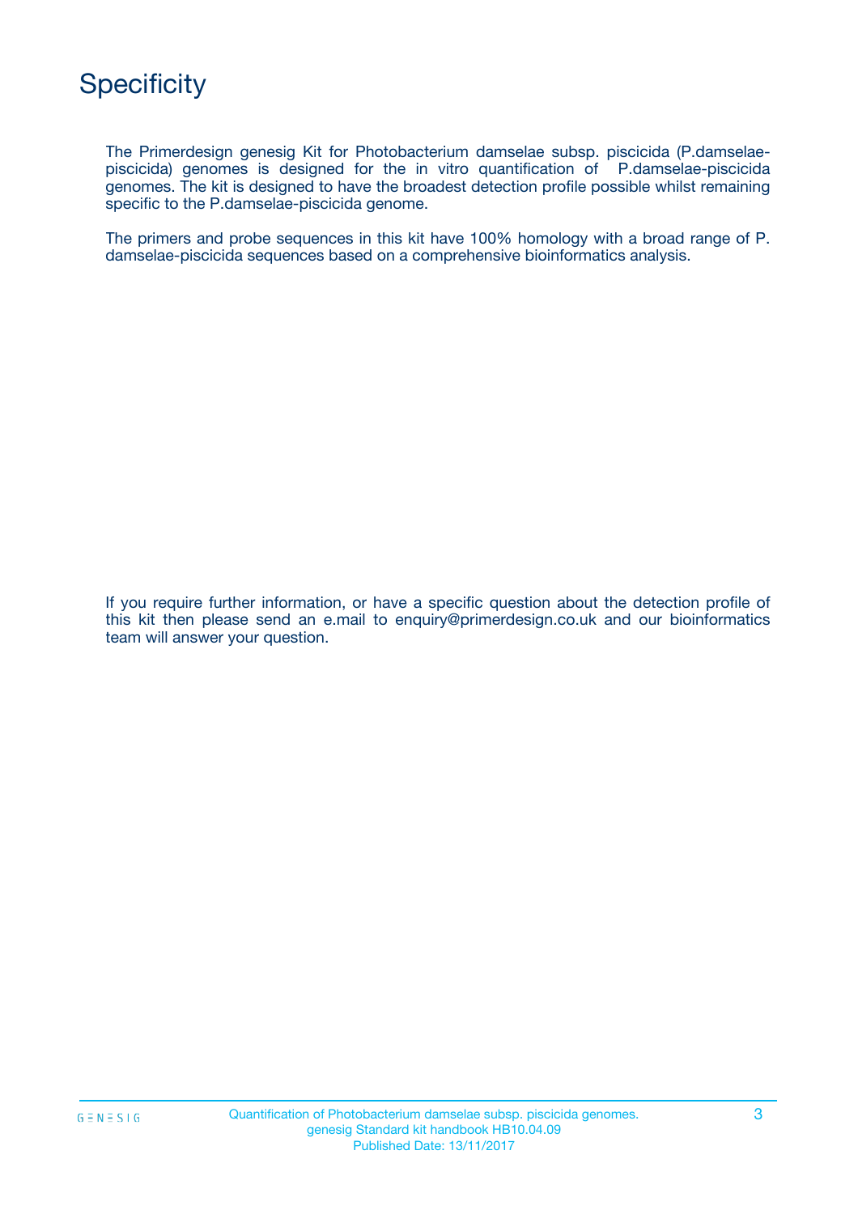# Specificity

The Primerdesign genesig Kit for Photobacterium damselae subsp. piscicida (P.damselae-piscicida) genomes is designed for the in vitro quantification of P.damselae-piscicida genomes. The kit is designed to have the broadest detection profile possible whilst remaining specific to the P.damselae-piscicida genome.

The primers and probe sequences in this kit have 100% homology with a broad range of P. damselae-piscicida sequences based on a comprehensive bioinformatics analysis.

If you require further information, or have a specific question about the detection profile of this kit then please send an e.mail to enquiry@primerdesign.co.uk and our bioinformatics team will answer your question.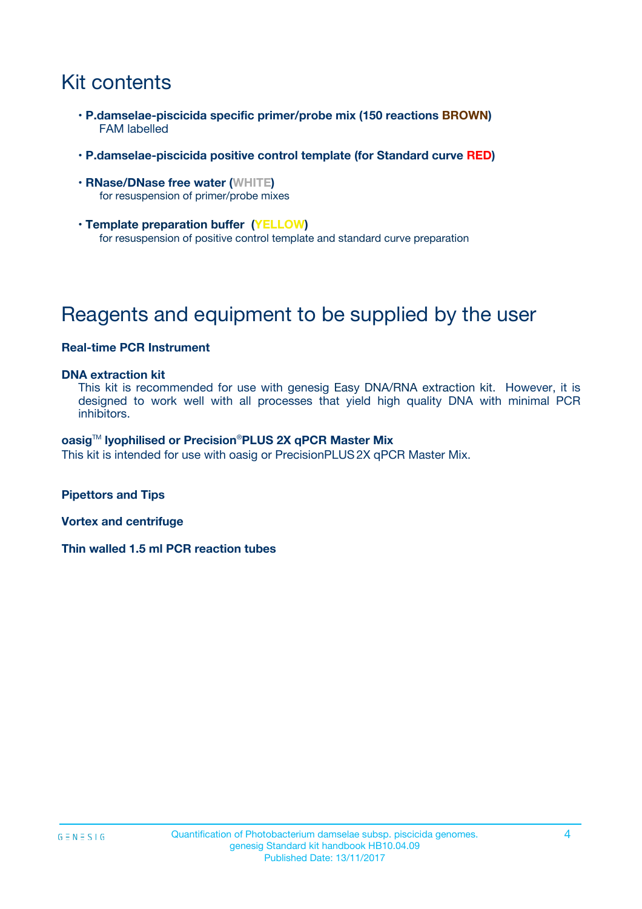# Kit contents

- **P.damselae-piscicida specific primer/probe mix (150 reactions BROWN)**
  FAM labelled
- **P.damselae-piscicida positive control template (for Standard curve RED)**
- **RNase/DNase free water (WHITE)**
  for resuspension of primer/probe mixes
- **Template preparation buffer (YELLOW)**
  for resuspension of positive control template and standard curve preparation

# Reagents and equipment to be supplied by the user

**Real-time PCR Instrument**

**DNA extraction kit**

This kit is recommended for use with genesig Easy DNA/RNA extraction kit. However, it is designed to work well with all processes that yield high quality DNA with minimal PCR inhibitors.

**oasig™ lyophilised or Precision®PLUS 2X qPCR Master Mix**

This kit is intended for use with oasig or PrecisionPLUS 2X qPCR Master Mix.

**Pipettors and Tips**

**Vortex and centrifuge**

**Thin walled 1.5 ml PCR reaction tubes**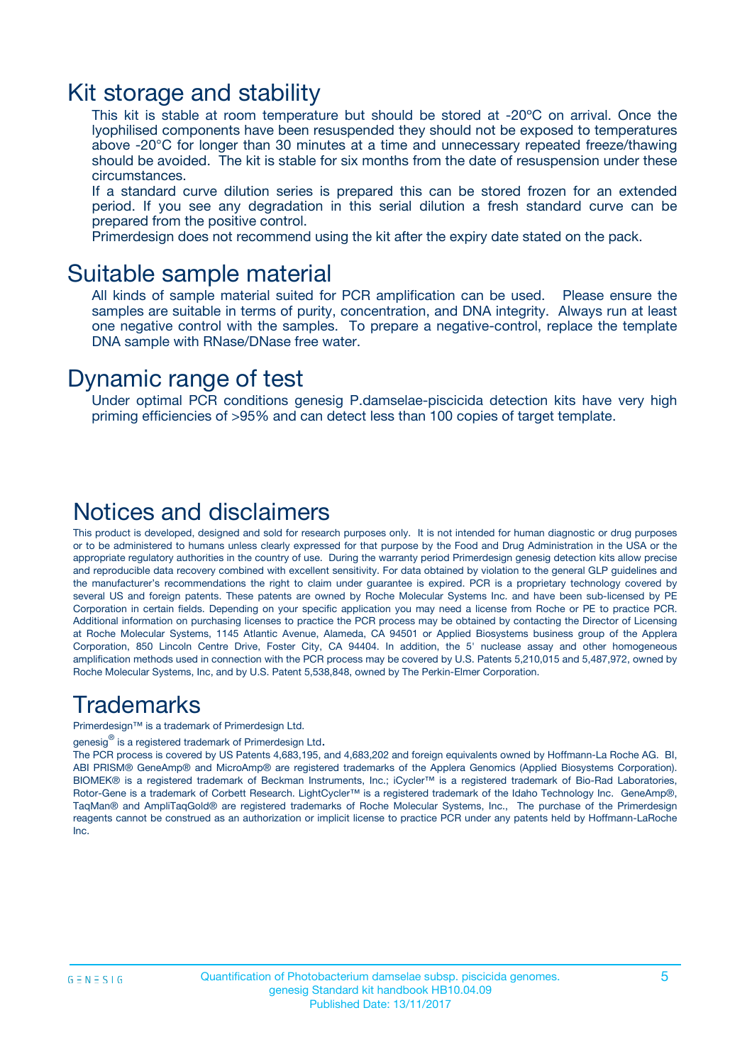# Kit storage and stability

This kit is stable at room temperature but should be stored at -20ºC on arrival. Once the lyophilised components have been resuspended they should not be exposed to temperatures above -20°C for longer than 30 minutes at a time and unnecessary repeated freeze/thawing should be avoided. The kit is stable for six months from the date of resuspension under these circumstances.

If a standard curve dilution series is prepared this can be stored frozen for an extended period. If you see any degradation in this serial dilution a fresh standard curve can be prepared from the positive control.

Primerdesign does not recommend using the kit after the expiry date stated on the pack.

# Suitable sample material

All kinds of sample material suited for PCR amplification can be used. Please ensure the samples are suitable in terms of purity, concentration, and DNA integrity. Always run at least one negative control with the samples. To prepare a negative-control, replace the template DNA sample with RNase/DNase free water.

# Dynamic range of test

Under optimal PCR conditions genesig P.damselae-piscicida detection kits have very high priming efficiencies of >95% and can detect less than 100 copies of target template.

# Notices and disclaimers

This product is developed, designed and sold for research purposes only. It is not intended for human diagnostic or drug purposes or to be administered to humans unless clearly expressed for that purpose by the Food and Drug Administration in the USA or the appropriate regulatory authorities in the country of use. During the warranty period Primerdesign genesig detection kits allow precise and reproducible data recovery combined with excellent sensitivity. For data obtained by violation to the general GLP guidelines and the manufacturer's recommendations the right to claim under guarantee is expired. PCR is a proprietary technology covered by several US and foreign patents. These patents are owned by Roche Molecular Systems Inc. and have been sub-licensed by PE Corporation in certain fields. Depending on your specific application you may need a license from Roche or PE to practice PCR. Additional information on purchasing licenses to practice the PCR process may be obtained by contacting the Director of Licensing at Roche Molecular Systems, 1145 Atlantic Avenue, Alameda, CA 94501 or Applied Biosystems business group of the Applera Corporation, 850 Lincoln Centre Drive, Foster City, CA 94404. In addition, the 5' nuclease assay and other homogeneous amplification methods used in connection with the PCR process may be covered by U.S. Patents 5,210,015 and 5,487,972, owned by Roche Molecular Systems, Inc, and by U.S. Patent 5,538,848, owned by The Perkin-Elmer Corporation.

# Trademarks

Primerdesign™ is a trademark of Primerdesign Ltd.

genesig® is a registered trademark of Primerdesign Ltd.

The PCR process is covered by US Patents 4,683,195, and 4,683,202 and foreign equivalents owned by Hoffmann-La Roche AG. BI, ABI PRISM® GeneAmp® and MicroAmp® are registered trademarks of the Applera Genomics (Applied Biosystems Corporation). BIOMEK® is a registered trademark of Beckman Instruments, Inc.; iCycler™ is a registered trademark of Bio-Rad Laboratories, Rotor-Gene is a trademark of Corbett Research. LightCycler™ is a registered trademark of the Idaho Technology Inc. GeneAmp®, TaqMan® and AmpliTaqGold® are registered trademarks of Roche Molecular Systems, Inc., The purchase of the Primerdesign reagents cannot be construed as an authorization or implicit license to practice PCR under any patents held by Hoffmann-LaRoche Inc.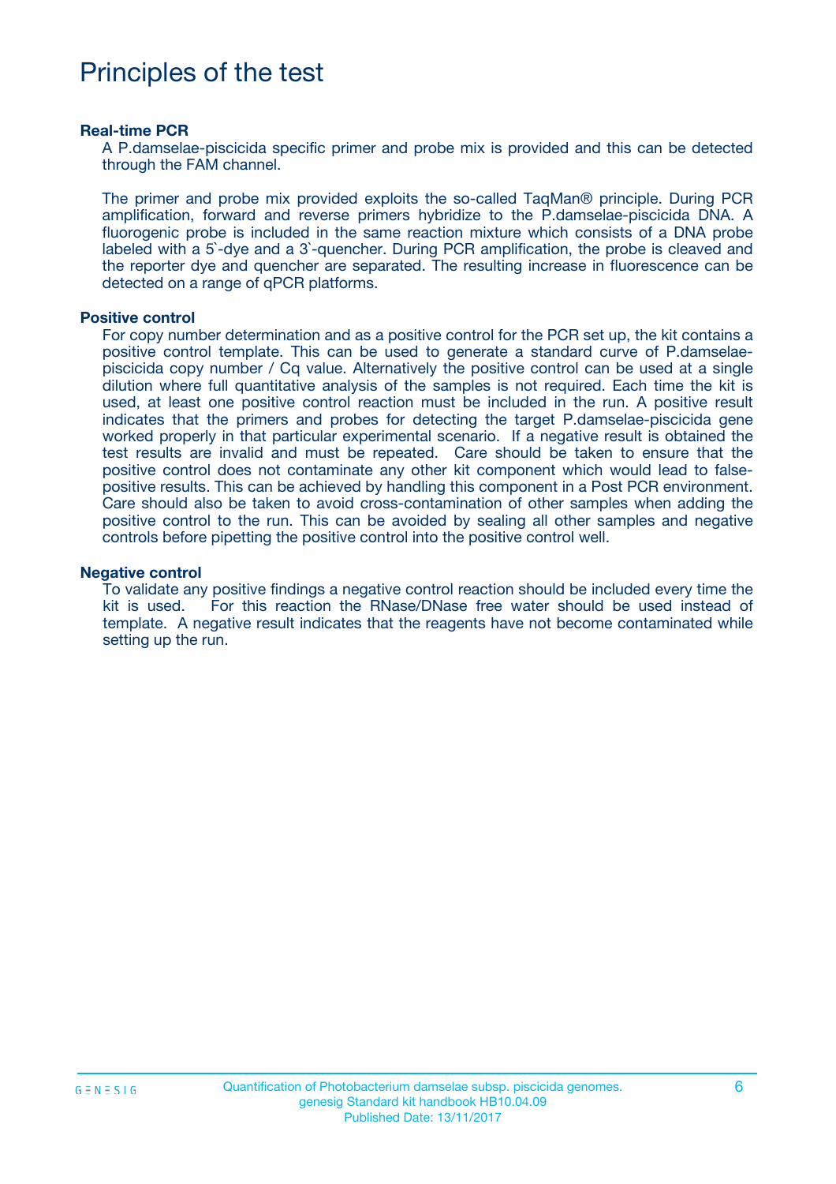# Principles of the test

**Real-time PCR**

A P.damselae-piscicida specific primer and probe mix is provided and this can be detected through the FAM channel.

The primer and probe mix provided exploits the so-called TaqMan® principle. During PCR amplification, forward and reverse primers hybridize to the P.damselae-piscicida DNA. A fluorogenic probe is included in the same reaction mixture which consists of a DNA probe labeled with a 5`-dye and a 3`-quencher. During PCR amplification, the probe is cleaved and the reporter dye and quencher are separated. The resulting increase in fluorescence can be detected on a range of qPCR platforms.

**Positive control**

For copy number determination and as a positive control for the PCR set up, the kit contains a positive control template. This can be used to generate a standard curve of P.damselae-piscicida copy number / Cq value. Alternatively the positive control can be used at a single dilution where full quantitative analysis of the samples is not required. Each time the kit is used, at least one positive control reaction must be included in the run. A positive result indicates that the primers and probes for detecting the target P.damselae-piscicida gene worked properly in that particular experimental scenario. If a negative result is obtained the test results are invalid and must be repeated. Care should be taken to ensure that the positive control does not contaminate any other kit component which would lead to false-positive results. This can be achieved by handling this component in a Post PCR environment. Care should also be taken to avoid cross-contamination of other samples when adding the positive control to the run. This can be avoided by sealing all other samples and negative controls before pipetting the positive control into the positive control well.

**Negative control**

To validate any positive findings a negative control reaction should be included every time the kit is used. For this reaction the RNase/DNase free water should be used instead of template. A negative result indicates that the reagents have not become contaminated while setting up the run.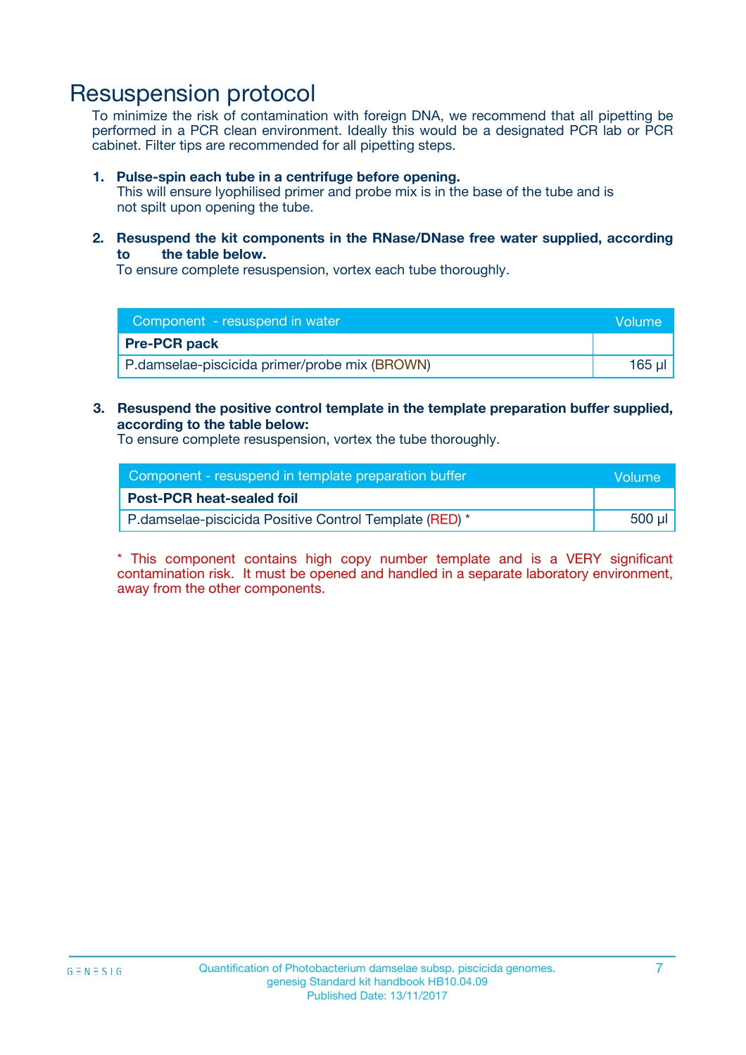# Resuspension protocol

To minimize the risk of contamination with foreign DNA, we recommend that all pipetting be performed in a PCR clean environment. Ideally this would be a designated PCR lab or PCR cabinet. Filter tips are recommended for all pipetting steps.

1. **Pulse-spin each tube in a centrifuge before opening.**
   This will ensure lyophilised primer and probe mix is in the base of the tube and is not spilt upon opening the tube.

2. **Resuspend the kit components in the RNase/DNase free water supplied, according to the table below.**
   To ensure complete resuspension, vortex each tube thoroughly.

| Component - resuspend in water | Volume |
|---|---|
| **Pre-PCR pack** | |
| P.damselae-piscicida primer/probe mix (BROWN) | 165 µl |

3. **Resuspend the positive control template in the template preparation buffer supplied, according to the table below:**
   To ensure complete resuspension, vortex the tube thoroughly.

| Component - resuspend in template preparation buffer | Volume |
|---|---|
| **Post-PCR heat-sealed foil** | |
| P.damselae-piscicida Positive Control Template (RED) * | 500 µl |

* This component contains high copy number template and is a VERY significant contamination risk. It must be opened and handled in a separate laboratory environment, away from the other components.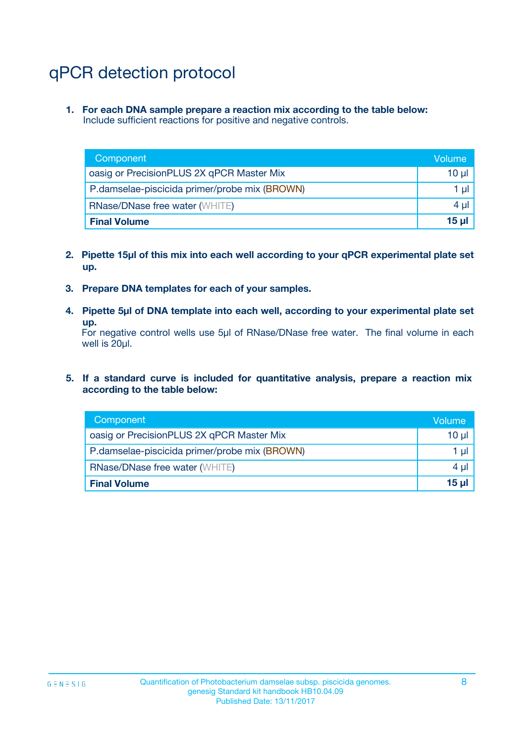# qPCR detection protocol

1. **For each DNA sample prepare a reaction mix according to the table below:**
   Include sufficient reactions for positive and negative controls.

| Component | Volume |
|---|---|
| oasig or PrecisionPLUS 2X qPCR Master Mix | 10 µl |
| P.damselae-piscicida primer/probe mix (BROWN) | 1 µl |
| RNase/DNase free water (WHITE) | 4 µl |
| **Final Volume** | **15 µl** |

2. **Pipette 15µl of this mix into each well according to your qPCR experimental plate set up.**

3. **Prepare DNA templates for each of your samples.**

4. **Pipette 5µl of DNA template into each well, according to your experimental plate set up.**
   For negative control wells use 5µl of RNase/DNase free water. The final volume in each well is 20µl.

5. **If a standard curve is included for quantitative analysis, prepare a reaction mix according to the table below:**

| Component | Volume |
|---|---|
| oasig or PrecisionPLUS 2X qPCR Master Mix | 10 µl |
| P.damselae-piscicida primer/probe mix (BROWN) | 1 µl |
| RNase/DNase free water (WHITE) | 4 µl |
| **Final Volume** | **15 µl** |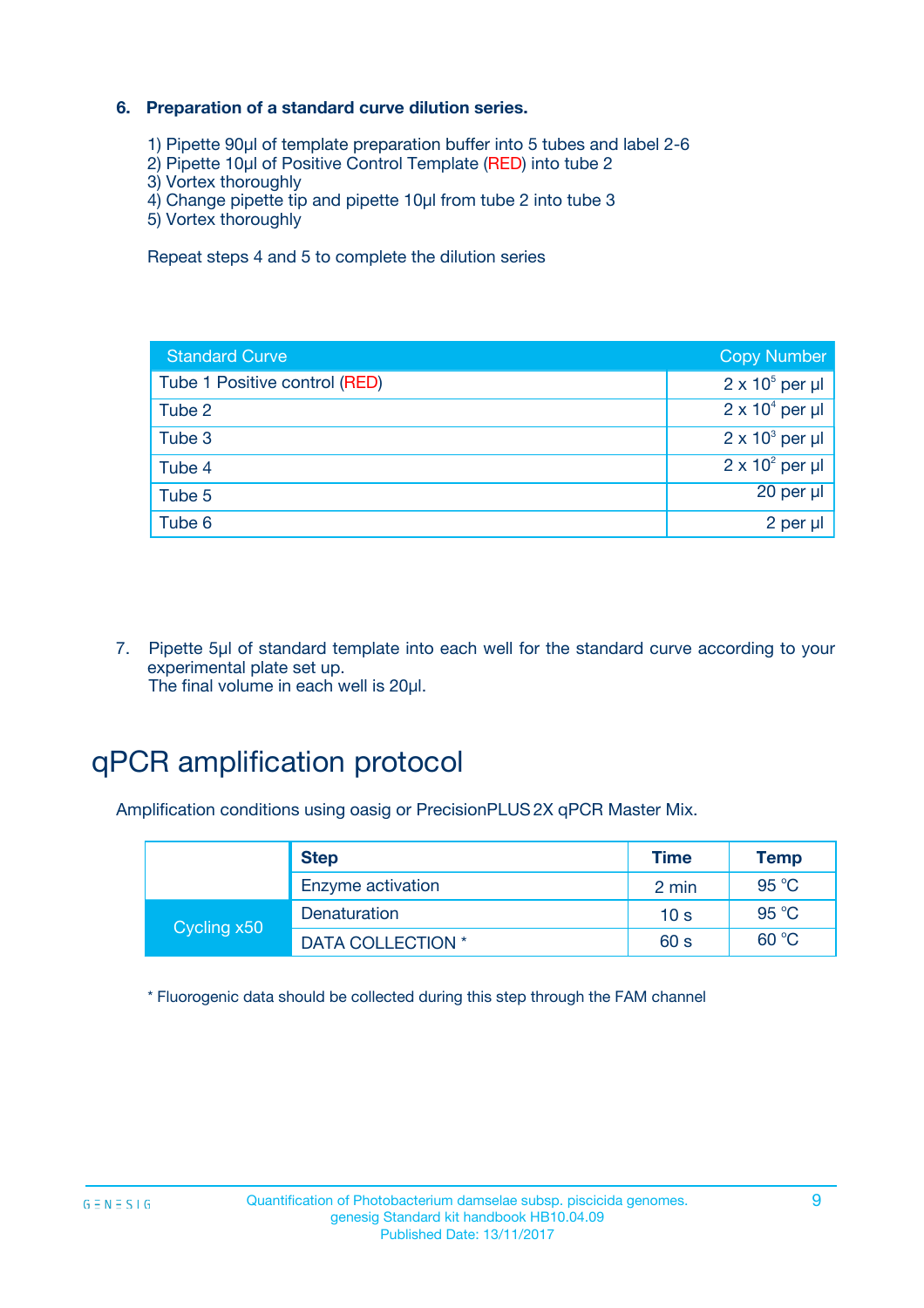**6. Preparation of a standard curve dilution series.**

1) Pipette 90µl of template preparation buffer into 5 tubes and label 2-6
2) Pipette 10µl of Positive Control Template (RED) into tube 2
3) Vortex thoroughly
4) Change pipette tip and pipette 10µl from tube 2 into tube 3
5) Vortex thoroughly

Repeat steps 4 and 5 to complete the dilution series

| Standard Curve | Copy Number |
|---|---|
| Tube 1 Positive control (RED) | $2 \times 10^5$ per µl |
| Tube 2 | $2 \times 10^4$ per µl |
| Tube 3 | $2 \times 10^3$ per µl |
| Tube 4 | $2 \times 10^2$ per µl |
| Tube 5 | 20 per µl |
| Tube 6 | 2 per µl |

7. Pipette 5µl of standard template into each well for the standard curve according to your experimental plate set up.
The final volume in each well is 20µl.

# qPCR amplification protocol

Amplification conditions using oasig or PrecisionPLUS 2X qPCR Master Mix.

| | Step | Time | Temp |
|---|---|---|---|
| | Enzyme activation | 2 min | 95 °C |
| Cycling x50 | Denaturation | 10 s | 95 °C |
| | DATA COLLECTION * | 60 s | 60 °C |

* Fluorogenic data should be collected during this step through the FAM channel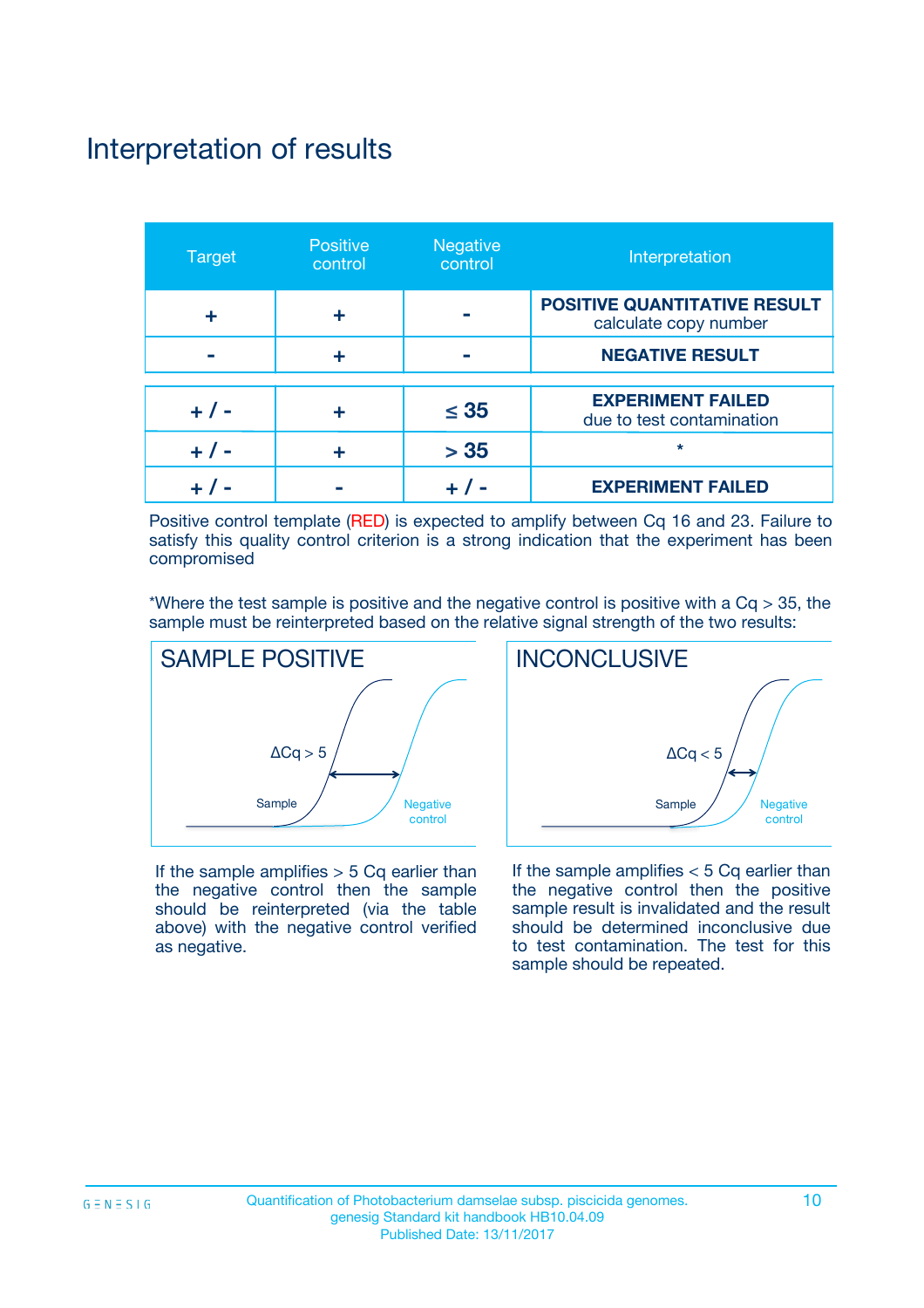# Interpretation of results

| Target | Positive control | Negative control | Interpretation |
| --- | --- | --- | --- |
| + | + | - | **POSITIVE QUANTITATIVE RESULT** calculate copy number |
| - | + | - | **NEGATIVE RESULT** |
| + / - | + | ≤ 35 | **EXPERIMENT FAILED** due to test contamination |
| + / - | + | > 35 | * |
| + / - | - | + / - | **EXPERIMENT FAILED** |

Positive control template (RED) is expected to amplify between Cq 16 and 23. Failure to satisfy this quality control criterion is a strong indication that the experiment has been compromised

*Where the test sample is positive and the negative control is positive with a Cq > 35, the sample must be reinterpreted based on the relative signal strength of the two results:

SAMPLE POSITIVE

ΔCq > 5

Sample

Negative control

If the sample amplifies > 5 Cq earlier than the negative control then the sample should be reinterpreted (via the table above) with the negative control verified as negative.

INCONCLUSIVE

ΔCq < 5

Sample

Negative control

If the sample amplifies < 5 Cq earlier than the negative control then the positive sample result is invalidated and the result should be determined inconclusive due to test contamination. The test for this sample should be repeated.